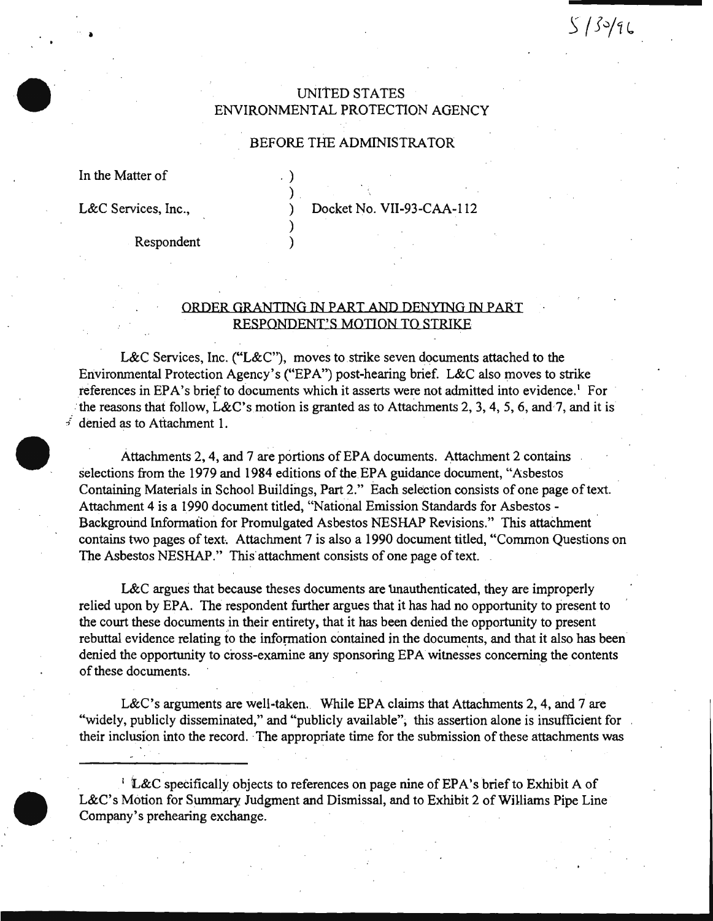5/30/96

UNITED STATES
ENVIRONMENTAL PROTECTION AGENCY

BEFORE THE ADMINISTRATOR

In the Matter of )
)
L&C Services, Inc., ) Docket No. VII-93-CAA-112
)
Respondent )

## ORDER GRANTING IN PART AND DENYING IN PART RESPONDENT'S MOTION TO STRIKE

L&C Services, Inc. ("L&C"), moves to strike seven documents attached to the Environmental Protection Agency's ("EPA") post-hearing brief. L&C also moves to strike references in EPA's brief to documents which it asserts were not admitted into evidence.[1] For the reasons that follow, L&C's motion is granted as to Attachments 2, 3, 4, 5, 6, and 7, and it is denied as to Attachment 1.

Attachments 2, 4, and 7 are portions of EPA documents. Attachment 2 contains selections from the 1979 and 1984 editions of the EPA guidance document, "Asbestos Containing Materials in School Buildings, Part 2." Each selection consists of one page of text. Attachment 4 is a 1990 document titled, "National Emission Standards for Asbestos - Background Information for Promulgated Asbestos NESHAP Revisions." This attachment contains two pages of text. Attachment 7 is also a 1990 document titled, "Common Questions on The Asbestos NESHAP." This attachment consists of one page of text.

L&C argues that because theses documents are unauthenticated, they are improperly relied upon by EPA. The respondent further argues that it has had no opportunity to present to the court these documents in their entirety, that it has been denied the opportunity to present rebuttal evidence relating to the information contained in the documents, and that it also has been denied the opportunity to cross-examine any sponsoring EPA witnesses concerning the contents of these documents.

L&C's arguments are well-taken. While EPA claims that Attachments 2, 4, and 7 are "widely, publicly disseminated," and "publicly available", this assertion alone is insufficient for their inclusion into the record. The appropriate time for the submission of these attachments was

[1] L&C specifically objects to references on page nine of EPA's brief to Exhibit A of L&C's Motion for Summary Judgment and Dismissal, and to Exhibit 2 of Williams Pipe Line Company's prehearing exchange.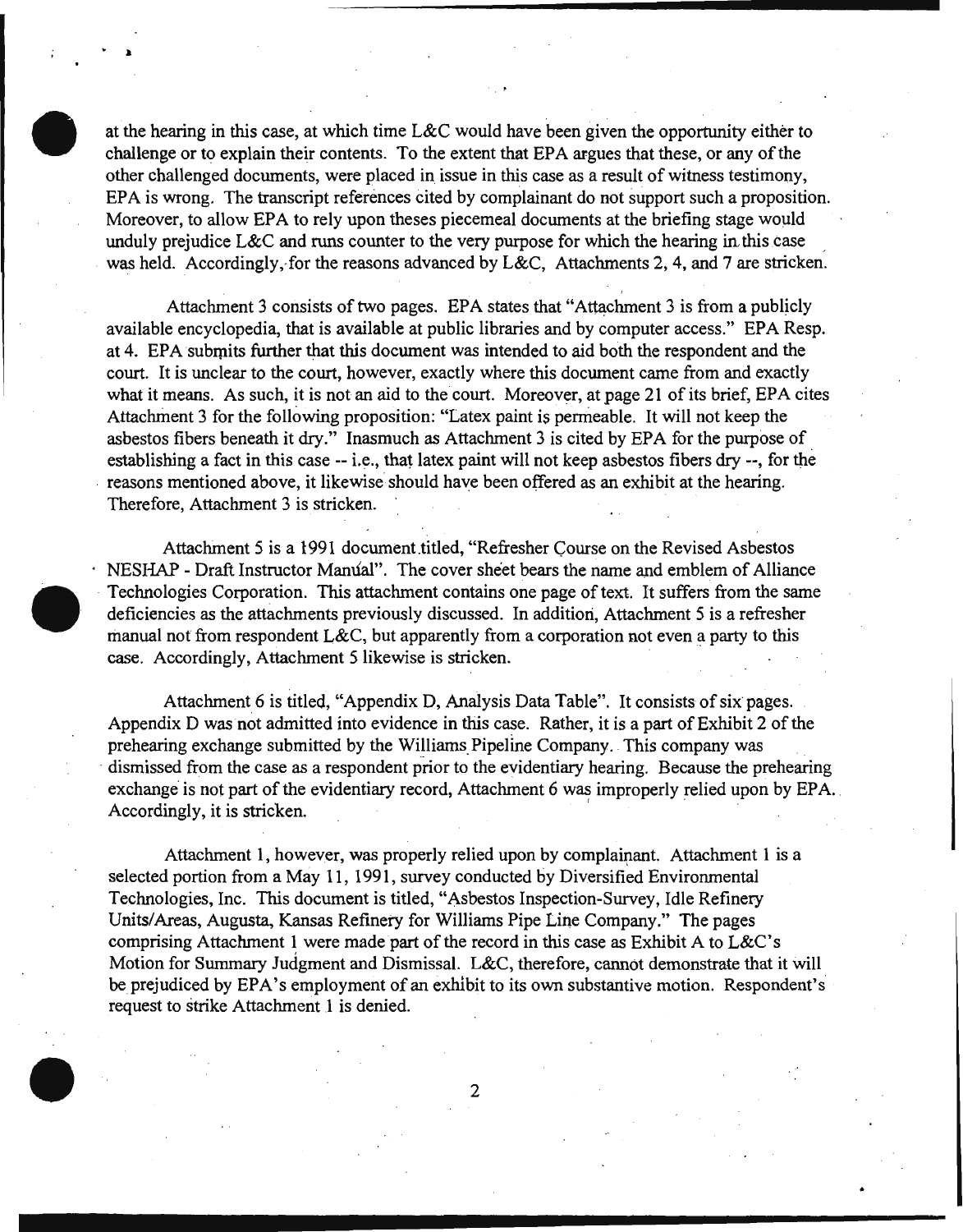at the hearing in this case, at which time L&C would have been given the opportunity either to challenge or to explain their contents. To the extent that EPA argues that these, or any of the other challenged documents, were placed in issue in this case as a result of witness testimony, EPA is wrong. The transcript references cited by complainant do not support such a proposition. Moreover, to allow EPA to rely upon theses piecemeal documents at the briefing stage would unduly prejudice L&C and runs counter to the very purpose for which the hearing in this case was held. Accordingly, for the reasons advanced by L&C, Attachments 2, 4, and 7 are stricken.

Attachment 3 consists of two pages. EPA states that "Attachment 3 is from a publicly available encyclopedia, that is available at public libraries and by computer access." EPA Resp. at 4. EPA submits further that this document was intended to aid both the respondent and the court. It is unclear to the court, however, exactly where this document came from and exactly what it means. As such, it is not an aid to the court. Moreover, at page 21 of its brief, EPA cites Attachment 3 for the following proposition: "Latex paint is permeable. It will not keep the asbestos fibers beneath it dry." Inasmuch as Attachment 3 is cited by EPA for the purpose of establishing a fact in this case -- i.e., that latex paint will not keep asbestos fibers dry --, for the reasons mentioned above, it likewise should have been offered as an exhibit at the hearing. Therefore, Attachment 3 is stricken.

Attachment 5 is a 1991 document titled, "Refresher Course on the Revised Asbestos NESHAP - Draft Instructor Manual". The cover sheet bears the name and emblem of Alliance Technologies Corporation. This attachment contains one page of text. It suffers from the same deficiencies as the attachments previously discussed. In addition, Attachment 5 is a refresher manual not from respondent L&C, but apparently from a corporation not even a party to this case. Accordingly, Attachment 5 likewise is stricken.

Attachment 6 is titled, "Appendix D, Analysis Data Table". It consists of six pages. Appendix D was not admitted into evidence in this case. Rather, it is a part of Exhibit 2 of the prehearing exchange submitted by the Williams Pipeline Company. This company was dismissed from the case as a respondent prior to the evidentiary hearing. Because the prehearing exchange is not part of the evidentiary record, Attachment 6 was improperly relied upon by EPA. Accordingly, it is stricken.

Attachment 1, however, was properly relied upon by complainant. Attachment 1 is a selected portion from a May 11, 1991, survey conducted by Diversified Environmental Technologies, Inc. This document is titled, "Asbestos Inspection-Survey, Idle Refinery Units/Areas, Augusta, Kansas Refinery for Williams Pipe Line Company." The pages comprising Attachment 1 were made part of the record in this case as Exhibit A to L&C's Motion for Summary Judgment and Dismissal. L&C, therefore, cannot demonstrate that it will be prejudiced by EPA's employment of an exhibit to its own substantive motion. Respondent's request to strike Attachment 1 is denied.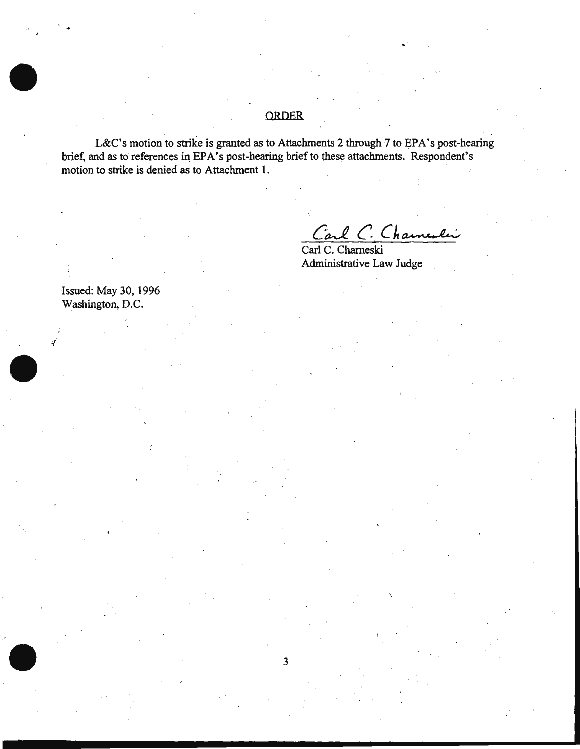## ORDER

L&C's motion to strike is granted as to Attachments 2 through 7 to EPA's post-hearing brief, and as to references in EPA's post-hearing brief to these attachments. Respondent's motion to strike is denied as to Attachment 1.

Carl C. Charneski
Administrative Law Judge

Issued: May 30, 1996
Washington, D.C.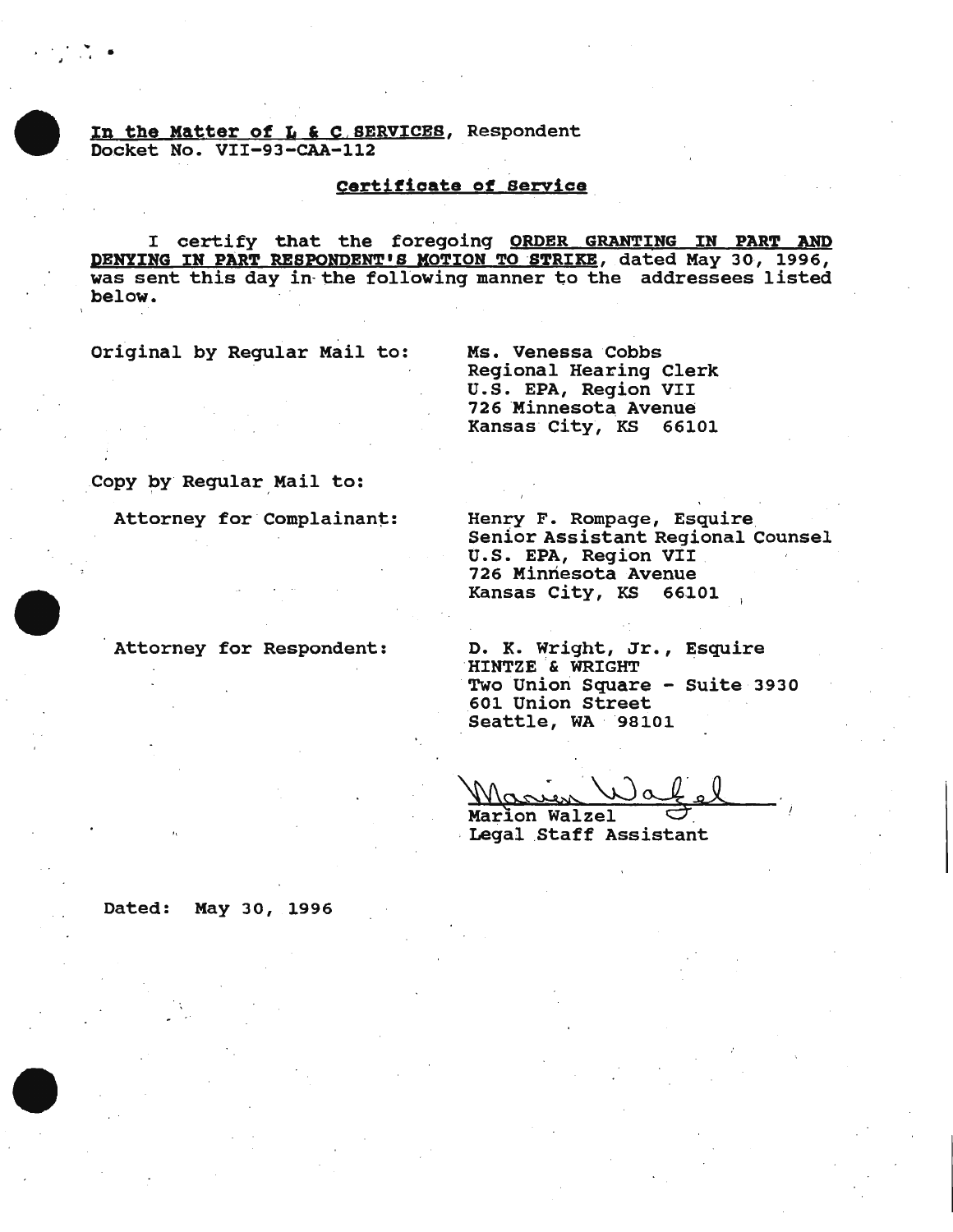<u>In the Matter of L & C SERVICES</u>, Respondent
Docket No. VII-93-CAA-112

## <u>Certificate of Service</u>

I certify that the foregoing <u>ORDER GRANTING IN PART AND DENYING IN PART RESPONDENT'S MOTION TO STRIKE</u>, dated May 30, 1996, was sent this day in the following manner to the addressees listed below.

| | |
|---|---|
| Original by Regular Mail to: | Ms. Venessa Cobbs<br>Regional Hearing Clerk<br>U.S. EPA, Region VII<br>726 Minnesota Avenue<br>Kansas City, KS 66101 |

Copy by Regular Mail to:

| | |
|---|---|
| Attorney for Complainant: | Henry F. Rompage, Esquire<br>Senior Assistant Regional Counsel<br>U.S. EPA, Region VII<br>726 Minnesota Avenue<br>Kansas City, KS 66101 |
| Attorney for Respondent: | D. K. Wright, Jr., Esquire<br>HINTZE & WRIGHT<br>Two Union Square - Suite 3930<br>601 Union Street<br>Seattle, WA 98101 |

Marion Walzel
Legal Staff Assistant

Dated: May 30, 1996